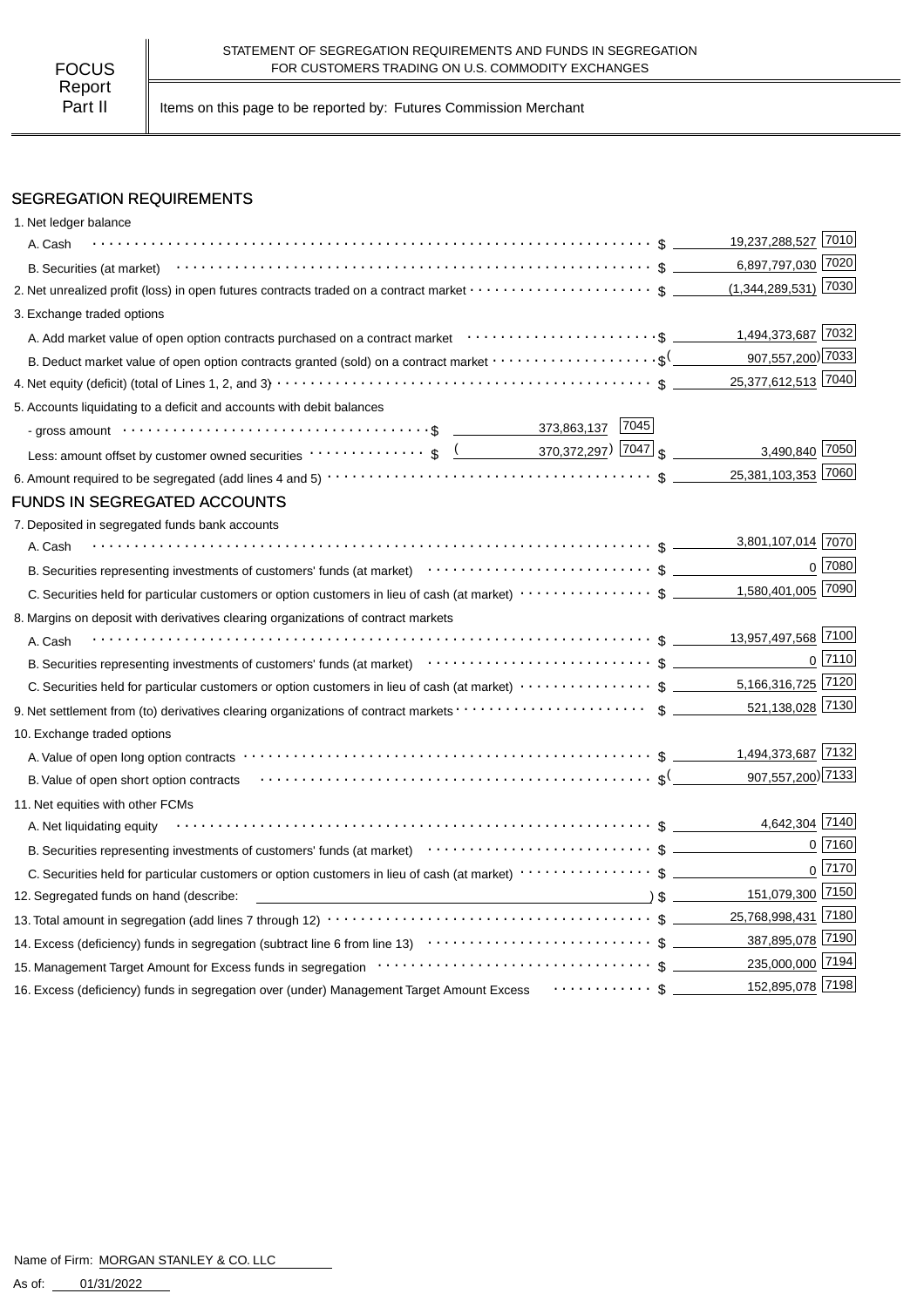FOCUS Report Part II

STATEMENT OF SEGREGATION REQUIREMENTS AND FUNDS IN SEGREGATION FOR CUSTOMERS TRADING ON U.S. COMMODITY EXCHANGES

Items on this page to be reported by: Futures Commission Merchant

## SEGREGATION REQUIREMENTS

| Item | | | Amount | Code |
|---|---|---|---|---|
| 1. Net ledger balance | | | | |
| A. Cash | | | $ 19,237,288,527 | 7010 |
| B. Securities (at market) | | | $ 6,897,797,030 | 7020 |
| 2. Net unrealized profit (loss) in open futures contracts traded on a contract market | | | $ (1,344,289,531) | 7030 |
| 3. Exchange traded options | | | | |
| A. Add market value of open option contracts purchased on a contract market | | | $ 1,494,373,687 | 7032 |
| B. Deduct market value of open option contracts granted (sold) on a contract market | | | $ (907,557,200) | 7033 |
| 4. Net equity (deficit) (total of Lines 1, 2, and 3) | | | $ 25,377,612,513 | 7040 |
| 5. Accounts liquidating to a deficit and accounts with debit balances | | | | |
| - gross amount | $ 373,863,137 | 7045 | | |
| Less: amount offset by customer owned securities | $ (370,372,297) | 7047 | $ 3,490,840 | 7050 |
| 6. Amount required to be segregated (add lines 4 and 5) | | | $ 25,381,103,353 | 7060 |

## FUNDS IN SEGREGATED ACCOUNTS

| Item | Amount | Code |
|---|---|---|
| 7. Deposited in segregated funds bank accounts | | |
| A. Cash | $ 3,801,107,014 | 7070 |
| B. Securities representing investments of customers' funds (at market) | $ 0 | 7080 |
| C. Securities held for particular customers or option customers in lieu of cash (at market) | $ 1,580,401,005 | 7090 |
| 8. Margins on deposit with derivatives clearing organizations of contract markets | | |
| A. Cash | $ 13,957,497,568 | 7100 |
| B. Securities representing investments of customers' funds (at market) | $ 0 | 7110 |
| C. Securities held for particular customers or option customers in lieu of cash (at market) | $ 5,166,316,725 | 7120 |
| 9. Net settlement from (to) derivatives clearing organizations of contract markets | $ 521,138,028 | 7130 |
| 10. Exchange traded options | | |
| A. Value of open long option contracts | $ 1,494,373,687 | 7132 |
| B. Value of open short option contracts | $ (907,557,200) | 7133 |
| 11. Net equities with other FCMs | | |
| A. Net liquidating equity | $ 4,642,304 | 7140 |
| B. Securities representing investments of customers' funds (at market) | $ 0 | 7160 |
| C. Securities held for particular customers or option customers in lieu of cash (at market) | $ 0 | 7170 |
| 12. Segregated funds on hand (describe: ) | $ 151,079,300 | 7150 |
| 13. Total amount in segregation (add lines 7 through 12) | $ 25,768,998,431 | 7180 |
| 14. Excess (deficiency) funds in segregation (subtract line 6 from line 13) | $ 387,895,078 | 7190 |
| 15. Management Target Amount for Excess funds in segregation | $ 235,000,000 | 7194 |
| 16. Excess (deficiency) funds in segregation over (under) Management Target Amount Excess | $ 152,895,078 | 7198 |

Name of Firm: MORGAN STANLEY & CO. LLC

As of: 01/31/2022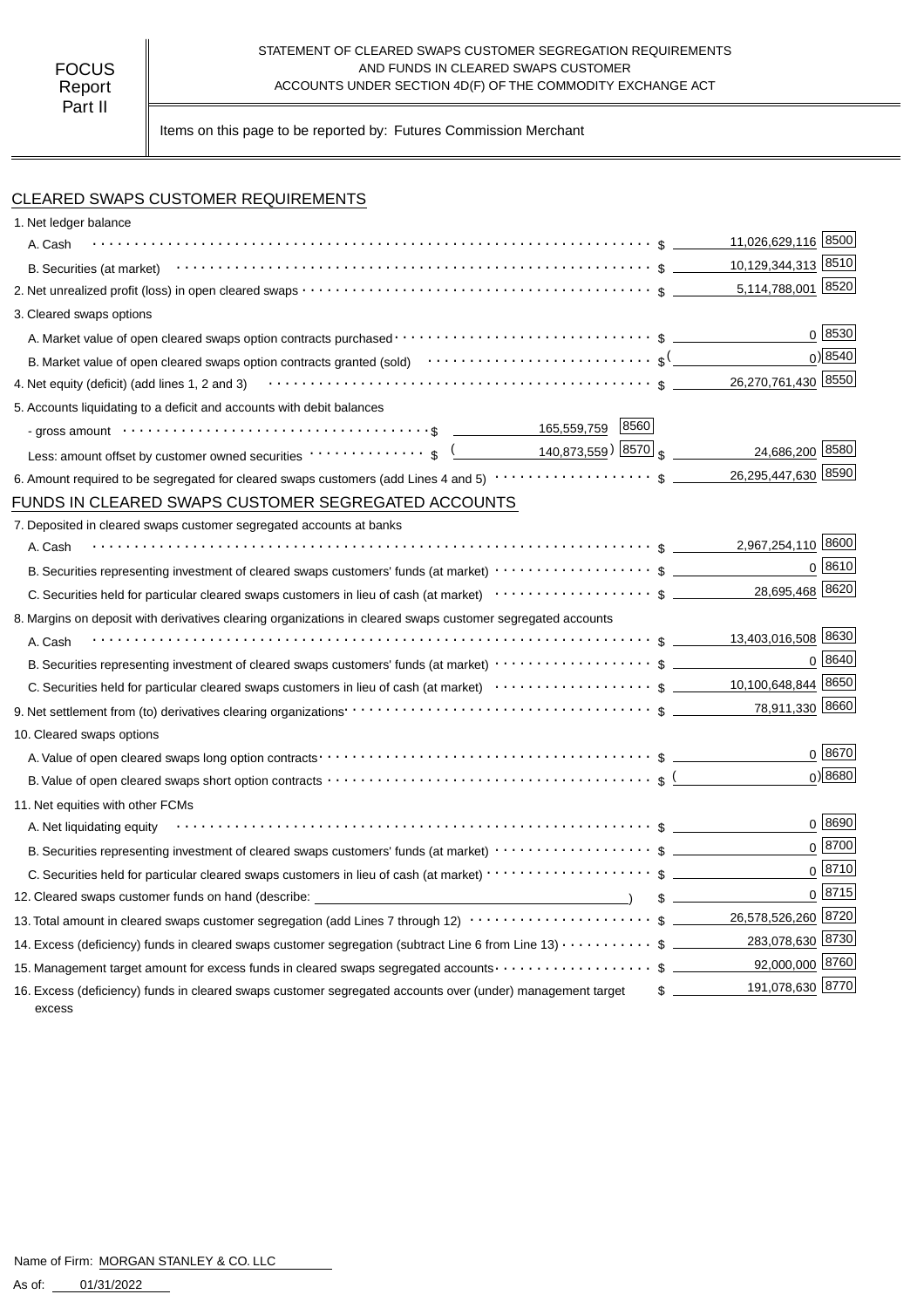FOCUS Report Part II

STATEMENT OF CLEARED SWAPS CUSTOMER SEGREGATION REQUIREMENTS AND FUNDS IN CLEARED SWAPS CUSTOMER ACCOUNTS UNDER SECTION 4D(F) OF THE COMMODITY EXCHANGE ACT

Items on this page to be reported by: Futures Commission Merchant

## CLEARED SWAPS CUSTOMER REQUIREMENTS

| Item | | | Amount | Code |
|---|---|---|---|---|
| 1. Net ledger balance | | | | |
| A. Cash | | | $ 11,026,629,116 | 8500 |
| B. Securities (at market) | | | $ 10,129,344,313 | 8510 |
| 2. Net unrealized profit (loss) in open cleared swaps | | | $ 5,114,788,001 | 8520 |
| 3. Cleared swaps options | | | | |
| A. Market value of open cleared swaps option contracts purchased | | | $ 0 | 8530 |
| B. Market value of open cleared swaps option contracts granted (sold) | | | $ (0) | 8540 |
| 4. Net equity (deficit) (add lines 1, 2 and 3) | | | $ 26,270,761,430 | 8550 |
| 5. Accounts liquidating to a deficit and accounts with debit balances | | | | |
| - gross amount | $ 165,559,759 | 8560 | | |
| Less: amount offset by customer owned securities | $ (140,873,559) | 8570 | $ 24,686,200 | 8580 |
| 6. Amount required to be segregated for cleared swaps customers (add Lines 4 and 5) | | | $ 26,295,447,630 | 8590 |

## FUNDS IN CLEARED SWAPS CUSTOMER SEGREGATED ACCOUNTS

| Item | Amount | Code |
|---|---|---|
| 7. Deposited in cleared swaps customer segregated accounts at banks | | |
| A. Cash | $ 2,967,254,110 | 8600 |
| B. Securities representing investment of cleared swaps customers' funds (at market) | $ 0 | 8610 |
| C. Securities held for particular cleared swaps customers in lieu of cash (at market) | $ 28,695,468 | 8620 |
| 8. Margins on deposit with derivatives clearing organizations in cleared swaps customer segregated accounts | | |
| A. Cash | $ 13,403,016,508 | 8630 |
| B. Securities representing investment of cleared swaps customers' funds (at market) | $ 0 | 8640 |
| C. Securities held for particular cleared swaps customers in lieu of cash (at market) | $ 10,100,648,844 | 8650 |
| 9. Net settlement from (to) derivatives clearing organizations | $ 78,911,330 | 8660 |
| 10. Cleared swaps options | | |
| A. Value of open cleared swaps long option contracts | $ 0 | 8670 |
| B. Value of open cleared swaps short option contracts | $ (0) | 8680 |
| 11. Net equities with other FCMs | | |
| A. Net liquidating equity | $ 0 | 8690 |
| B. Securities representing investment of cleared swaps customers' funds (at market) | $ 0 | 8700 |
| C. Securities held for particular cleared swaps customers in lieu of cash (at market) | $ 0 | 8710 |
| 12. Cleared swaps customer funds on hand (describe: ) | $ 0 | 8715 |
| 13. Total amount in cleared swaps customer segregation (add Lines 7 through 12) | $ 26,578,526,260 | 8720 |
| 14. Excess (deficiency) funds in cleared swaps customer segregation (subtract Line 6 from Line 13) | $ 283,078,630 | 8730 |
| 15. Management target amount for excess funds in cleared swaps segregated accounts | $ 92,000,000 | 8760 |
| 16. Excess (deficiency) funds in cleared swaps customer segregated accounts over (under) management target excess | $ 191,078,630 | 8770 |

Name of Firm: MORGAN STANLEY & CO. LLC

As of: 01/31/2022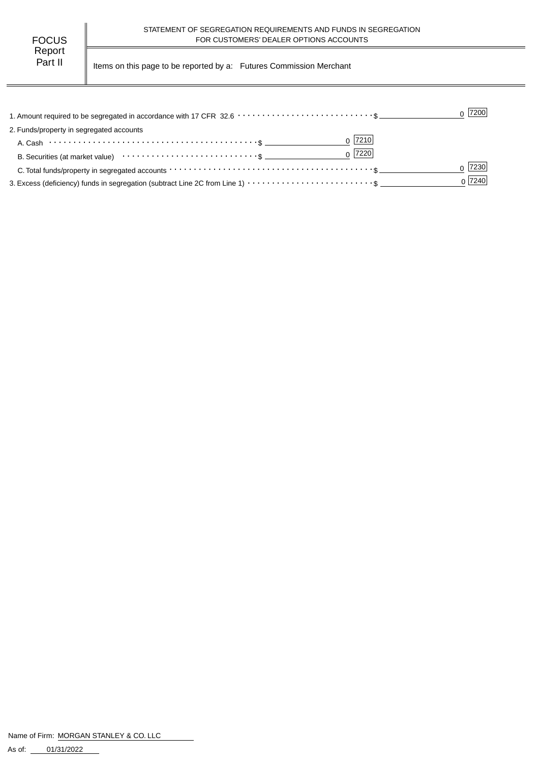FOCUS Report Part II

STATEMENT OF SEGREGATION REQUIREMENTS AND FUNDS IN SEGREGATION FOR CUSTOMERS' DEALER OPTIONS ACCOUNTS

Items on this page to be reported by a: Futures Commission Merchant

| Item | | Amount | Code | Amount | Code |
|---|---|---|---|---|---|
| 1. Amount required to be segregated in accordance with 17 CFR 32.6 | | | | $ 0 | 7200 |
| 2. Funds/property in segregated accounts | | | | | |
| A. Cash | | $ 0 | 7210 | | |
| B. Securities (at market value) | | $ 0 | 7220 | | |
| C. Total funds/property in segregated accounts | | | | $ 0 | 7230 |
| 3. Excess (deficiency) funds in segregation (subtract Line 2C from Line 1) | | | | $ 0 | 7240 |

Name of Firm: MORGAN STANLEY & CO. LLC

As of: 01/31/2022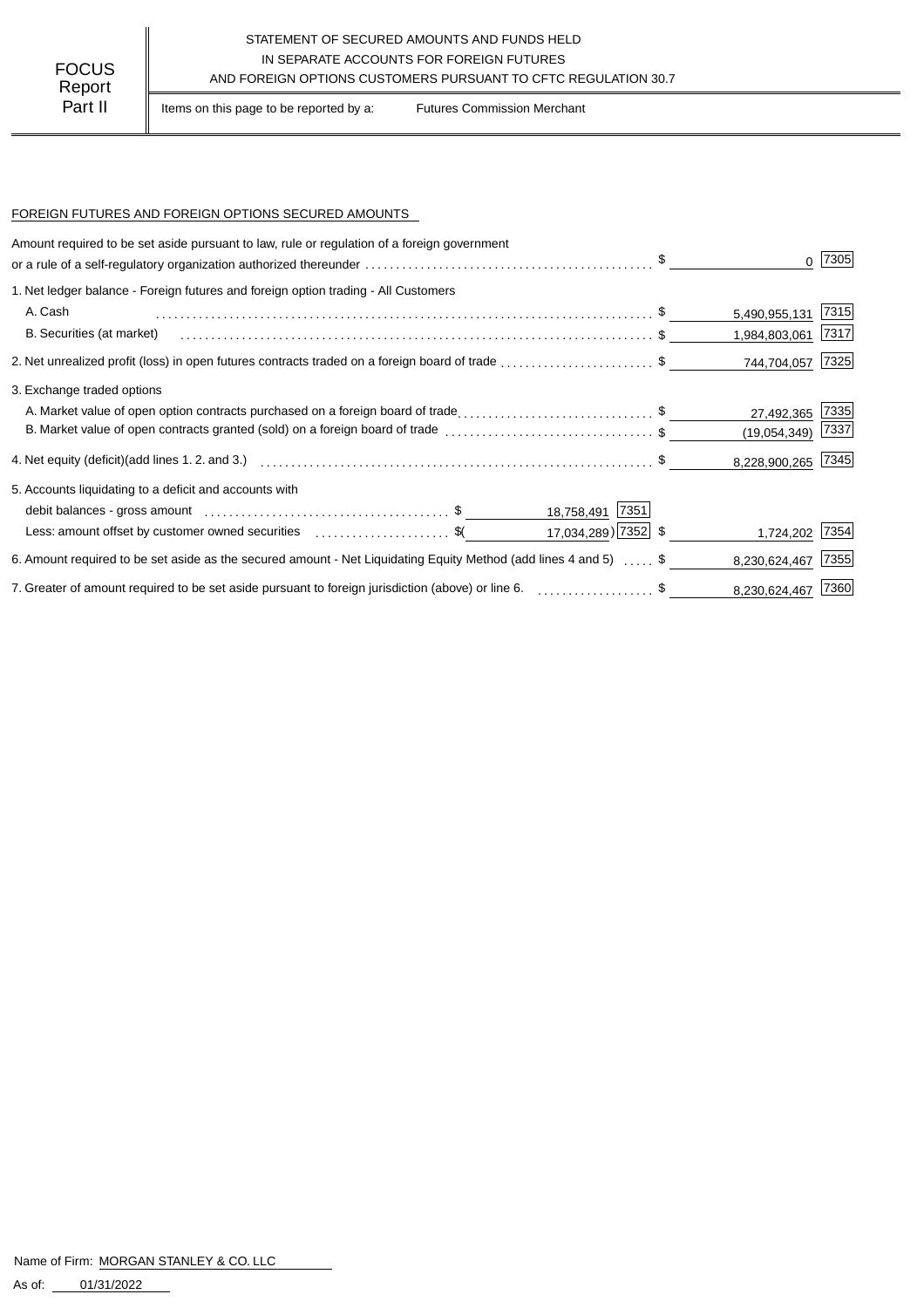FOCUS Report Part II

STATEMENT OF SECURED AMOUNTS AND FUNDS HELD IN SEPARATE ACCOUNTS FOR FOREIGN FUTURES AND FOREIGN OPTIONS CUSTOMERS PURSUANT TO CFTC REGULATION 30.7

Items on this page to be reported by a: Futures Commission Merchant

## FOREIGN FUTURES AND FOREIGN OPTIONS SECURED AMOUNTS

| Description | | | Amount | Code |
|---|---|---|---|---|
| Amount required to be set aside pursuant to law, rule or regulation of a foreign government or a rule of a self-regulatory organization authorized thereunder | | | $ 0 | 7305 |
| 1. Net ledger balance - Foreign futures and foreign option trading - All Customers | | | | |
| A. Cash | | | $ 5,490,955,131 | 7315 |
| B. Securities (at market) | | | $ 1,984,803,061 | 7317 |
| 2. Net unrealized profit (loss) in open futures contracts traded on a foreign board of trade | | | $ 744,704,057 | 7325 |
| 3. Exchange traded options | | | | |
| A. Market value of open option contracts purchased on a foreign board of trade | | | $ 27,492,365 | 7335 |
| B. Market value of open contracts granted (sold) on a foreign board of trade | | | $ (19,054,349) | 7337 |
| 4. Net equity (deficit)(add lines 1. 2. and 3.) | | | $ 8,228,900,265 | 7345 |
| 5. Accounts liquidating to a deficit and accounts with | | | | |
| debit balances - gross amount | $ 18,758,491 | 7351 | | |
| Less: amount offset by customer owned securities | $( 17,034,289) | 7352 | $ 1,724,202 | 7354 |
| 6. Amount required to be set aside as the secured amount - Net Liquidating Equity Method (add lines 4 and 5) | | | $ 8,230,624,467 | 7355 |
| 7. Greater of amount required to be set aside pursuant to foreign jurisdiction (above) or line 6. | | | $ 8,230,624,467 | 7360 |

Name of Firm: MORGAN STANLEY & CO. LLC

As of: 01/31/2022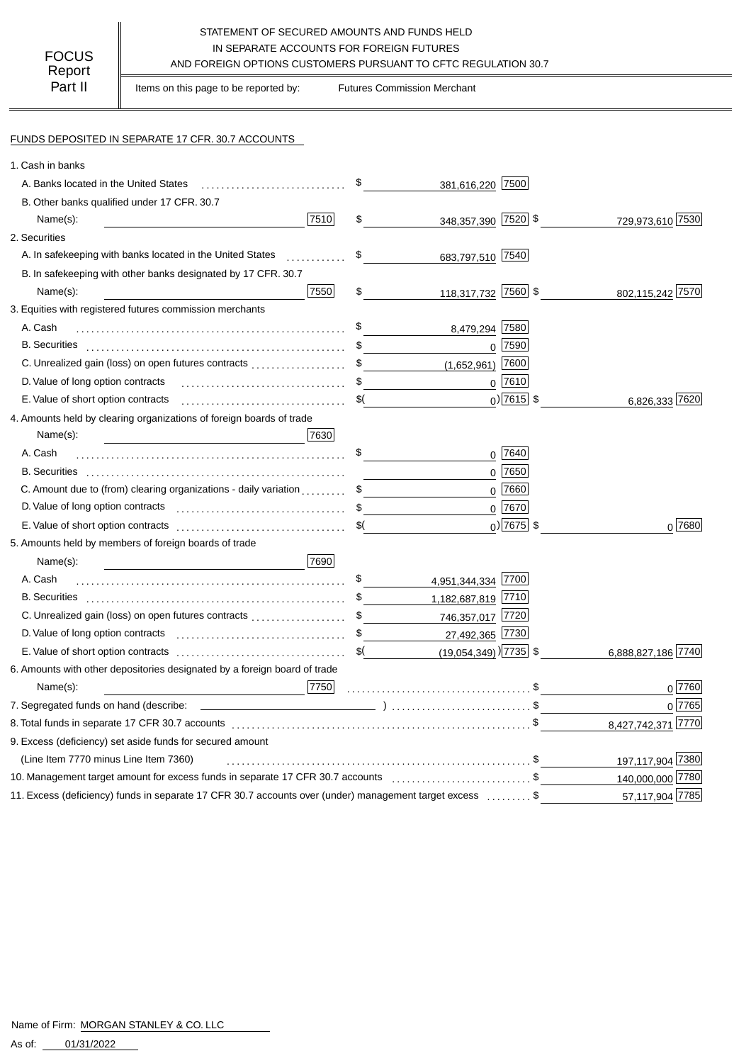FOCUS Report Part II

STATEMENT OF SECURED AMOUNTS AND FUNDS HELD IN SEPARATE ACCOUNTS FOR FOREIGN FUTURES AND FOREIGN OPTIONS CUSTOMERS PURSUANT TO CFTC REGULATION 30.7

Items on this page to be reported by: Futures Commission Merchant

FUNDS DEPOSITED IN SEPARATE 17 CFR. 30.7 ACCOUNTS

| | | | | |
|---|---|---|---|---|
| 1. Cash in banks | | | | |
| A. Banks located in the United States | $ 381,616,220 | 7500 | | |
| B. Other banks qualified under 17 CFR. 30.7 | | | | |
| Name(s): 7510 | $ 348,357,390 | 7520 | $ 729,973,610 | 7530 |
| 2. Securities | | | | |
| A. In safekeeping with banks located in the United States | $ 683,797,510 | 7540 | | |
| B. In safekeeping with other banks designated by 17 CFR. 30.7 | | | | |
| Name(s): 7550 | $ 118,317,732 | 7560 | $ 802,115,242 | 7570 |
| 3. Equities with registered futures commission merchants | | | | |
| A. Cash | $ 8,479,294 | 7580 | | |
| B. Securities | $ 0 | 7590 | | |
| C. Unrealized gain (loss) on open futures contracts | $ (1,652,961) | 7600 | | |
| D. Value of long option contracts | $ 0 | 7610 | | |
| E. Value of short option contracts | $( 0) | 7615 | $ 6,826,333 | 7620 |
| 4. Amounts held by clearing organizations of foreign boards of trade | | | | |
| Name(s): 7630 | | | | |
| A. Cash | $ 0 | 7640 | | |
| B. Securities | 0 | 7650 | | |
| C. Amount due to (from) clearing organizations - daily variation | $ 0 | 7660 | | |
| D. Value of long option contracts | $ 0 | 7670 | | |
| E. Value of short option contracts | $( 0) | 7675 | $ 0 | 7680 |
| 5. Amounts held by members of foreign boards of trade | | | | |
| Name(s): 7690 | | | | |
| A. Cash | $ 4,951,344,334 | 7700 | | |
| B. Securities | $ 1,182,687,819 | 7710 | | |
| C. Unrealized gain (loss) on open futures contracts | $ 746,357,017 | 7720 | | |
| D. Value of long option contracts | $ 27,492,365 | 7730 | | |
| E. Value of short option contracts | $( (19,054,349)) | 7735 | $ 6,888,827,186 | 7740 |
| 6. Amounts with other depositories designated by a foreign board of trade | | | | |
| Name(s): 7750 | | | $ 0 | 7760 |
| 7. Segregated funds on hand (describe: ) | | | $ 0 | 7765 |
| 8. Total funds in separate 17 CFR 30.7 accounts | | | $ 8,427,742,371 | 7770 |
| 9. Excess (deficiency) set aside funds for secured amount | | | | |
| (Line Item 7770 minus Line Item 7360) | | | $ 197,117,904 | 7380 |
| 10. Management target amount for excess funds in separate 17 CFR 30.7 accounts | | | $ 140,000,000 | 7780 |
| 11. Excess (deficiency) funds in separate 17 CFR 30.7 accounts over (under) management target excess | | | $ 57,117,904 | 7785 |

Name of Firm: MORGAN STANLEY & CO. LLC

As of: 01/31/2022